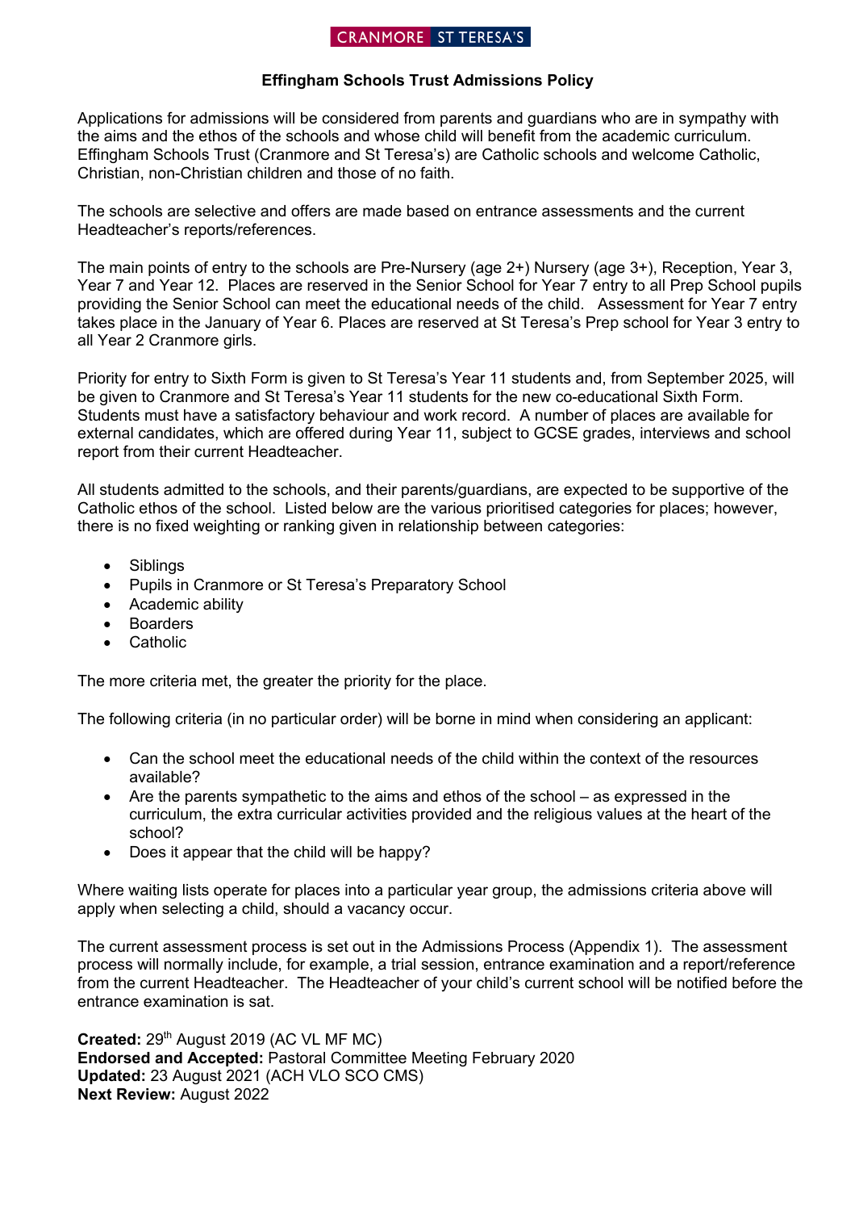CRANMORE | ST TERESA'S

## Effingham Schools Trust Admissions Policy

Applications for admissions will be considered from parents and guardians who are in sympathy with the aims and the ethos of the schools and whose child will benefit from the academic curriculum. Effingham Schools Trust (Cranmore and St Teresa's) are Catholic schools and welcome Catholic, Christian, non-Christian children and those of no faith.

The schools are selective and offers are made based on entrance assessments and the current Headteacher's reports/references.

The main points of entry to the schools are Pre-Nursery (age 2+) Nursery (age 3+), Reception, Year 3, Year 7 and Year 12. Places are reserved in the Senior School for Year 7 entry to all Prep School pupils providing the Senior School can meet the educational needs of the child. Assessment for Year 7 entry takes place in the January of Year 6. Places are reserved at St Teresa's Prep school for Year 3 entry to all Year 2 Cranmore girls.

Priority for entry to Sixth Form is given to St Teresa's Year 11 students and, from September 2025, will be given to Cranmore and St Teresa's Year 11 students for the new co-educational Sixth Form. Students must have a satisfactory behaviour and work record. A number of places are available for external candidates, which are offered during Year 11, subject to GCSE grades, interviews and school report from their current Headteacher.

All students admitted to the schools, and their parents/guardians, are expected to be supportive of the Catholic ethos of the school. Listed below are the various prioritised categories for places; however, there is no fixed weighting or ranking given in relationship between categories:

- Siblings
- Pupils in Cranmore or St Teresa's Preparatory School
- Academic ability
- Boarders
- Catholic

The more criteria met, the greater the priority for the place.

The following criteria (in no particular order) will be borne in mind when considering an applicant:

- Can the school meet the educational needs of the child within the context of the resources available?
- Are the parents sympathetic to the aims and ethos of the school – as expressed in the curriculum, the extra curricular activities provided and the religious values at the heart of the school?
- Does it appear that the child will be happy?

Where waiting lists operate for places into a particular year group, the admissions criteria above will apply when selecting a child, should a vacancy occur.

The current assessment process is set out in the Admissions Process (Appendix 1). The assessment process will normally include, for example, a trial session, entrance examination and a report/reference from the current Headteacher. The Headteacher of your child's current school will be notified before the entrance examination is sat.

**Created:** 29th August 2019 (AC VL MF MC)
**Endorsed and Accepted:** Pastoral Committee Meeting February 2020
**Updated:** 23 August 2021 (ACH VLO SCO CMS)
**Next Review:** August 2022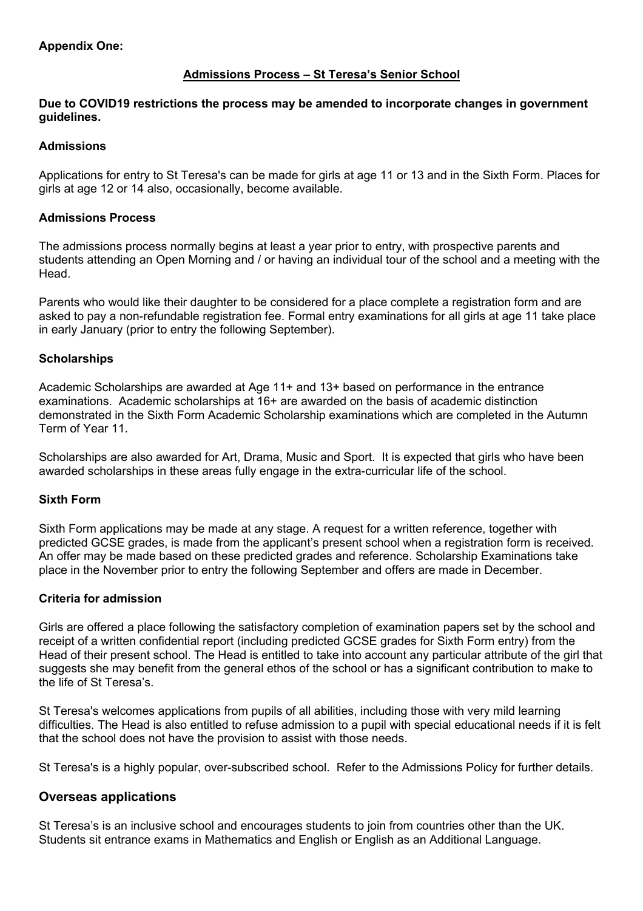**Appendix One:**

## Admissions Process – St Teresa's Senior School

**Due to COVID19 restrictions the process may be amended to incorporate changes in government guidelines.**

### Admissions

Applications for entry to St Teresa's can be made for girls at age 11 or 13 and in the Sixth Form. Places for girls at age 12 or 14 also, occasionally, become available.

### Admissions Process

The admissions process normally begins at least a year prior to entry, with prospective parents and students attending an Open Morning and / or having an individual tour of the school and a meeting with the Head.

Parents who would like their daughter to be considered for a place complete a registration form and are asked to pay a non-refundable registration fee. Formal entry examinations for all girls at age 11 take place in early January (prior to entry the following September).

### Scholarships

Academic Scholarships are awarded at Age 11+ and 13+ based on performance in the entrance examinations. Academic scholarships at 16+ are awarded on the basis of academic distinction demonstrated in the Sixth Form Academic Scholarship examinations which are completed in the Autumn Term of Year 11.

Scholarships are also awarded for Art, Drama, Music and Sport. It is expected that girls who have been awarded scholarships in these areas fully engage in the extra-curricular life of the school.

### Sixth Form

Sixth Form applications may be made at any stage. A request for a written reference, together with predicted GCSE grades, is made from the applicant's present school when a registration form is received. An offer may be made based on these predicted grades and reference. Scholarship Examinations take place in the November prior to entry the following September and offers are made in December.

### Criteria for admission

Girls are offered a place following the satisfactory completion of examination papers set by the school and receipt of a written confidential report (including predicted GCSE grades for Sixth Form entry) from the Head of their present school. The Head is entitled to take into account any particular attribute of the girl that suggests she may benefit from the general ethos of the school or has a significant contribution to make to the life of St Teresa's.

St Teresa's welcomes applications from pupils of all abilities, including those with very mild learning difficulties. The Head is also entitled to refuse admission to a pupil with special educational needs if it is felt that the school does not have the provision to assist with those needs.

St Teresa's is a highly popular, over-subscribed school. Refer to the Admissions Policy for further details.

## Overseas applications

St Teresa's is an inclusive school and encourages students to join from countries other than the UK. Students sit entrance exams in Mathematics and English or English as an Additional Language.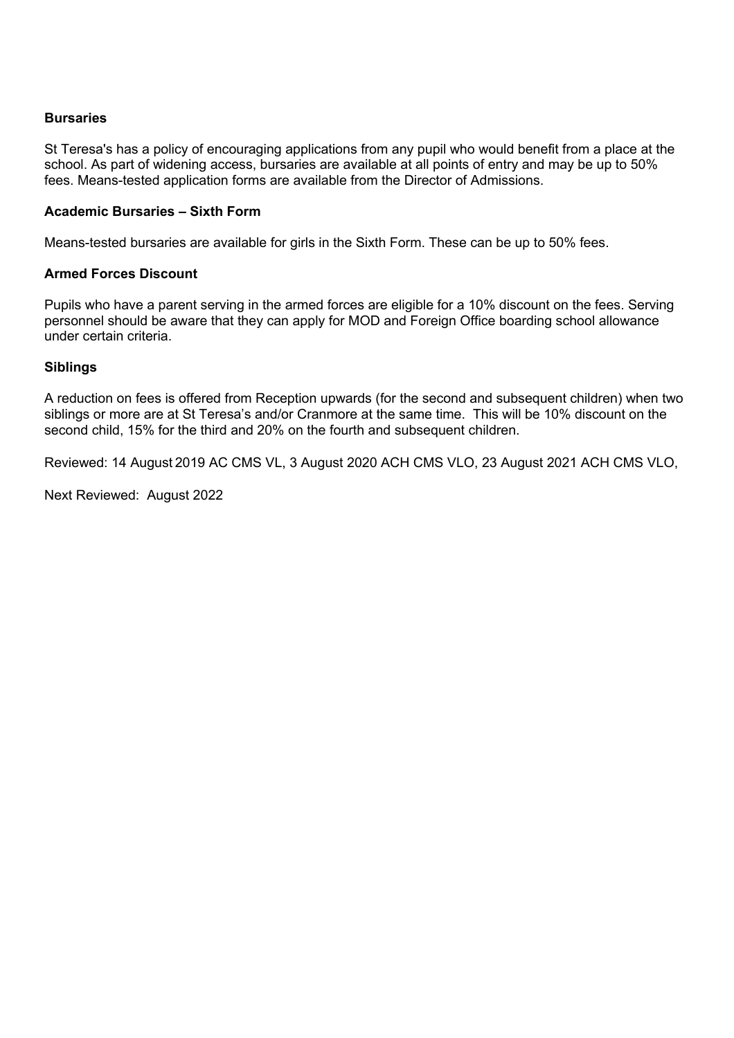**Bursaries**

St Teresa's has a policy of encouraging applications from any pupil who would benefit from a place at the school. As part of widening access, bursaries are available at all points of entry and may be up to 50% fees. Means-tested application forms are available from the Director of Admissions.

**Academic Bursaries – Sixth Form**

Means-tested bursaries are available for girls in the Sixth Form. These can be up to 50% fees.

**Armed Forces Discount**

Pupils who have a parent serving in the armed forces are eligible for a 10% discount on the fees. Serving personnel should be aware that they can apply for MOD and Foreign Office boarding school allowance under certain criteria.

**Siblings**

A reduction on fees is offered from Reception upwards (for the second and subsequent children) when two siblings or more are at St Teresa's and/or Cranmore at the same time. This will be 10% discount on the second child, 15% for the third and 20% on the fourth and subsequent children.

Reviewed: 14 August 2019 AC CMS VL, 3 August 2020 ACH CMS VLO, 23 August 2021 ACH CMS VLO,

Next Reviewed: August 2022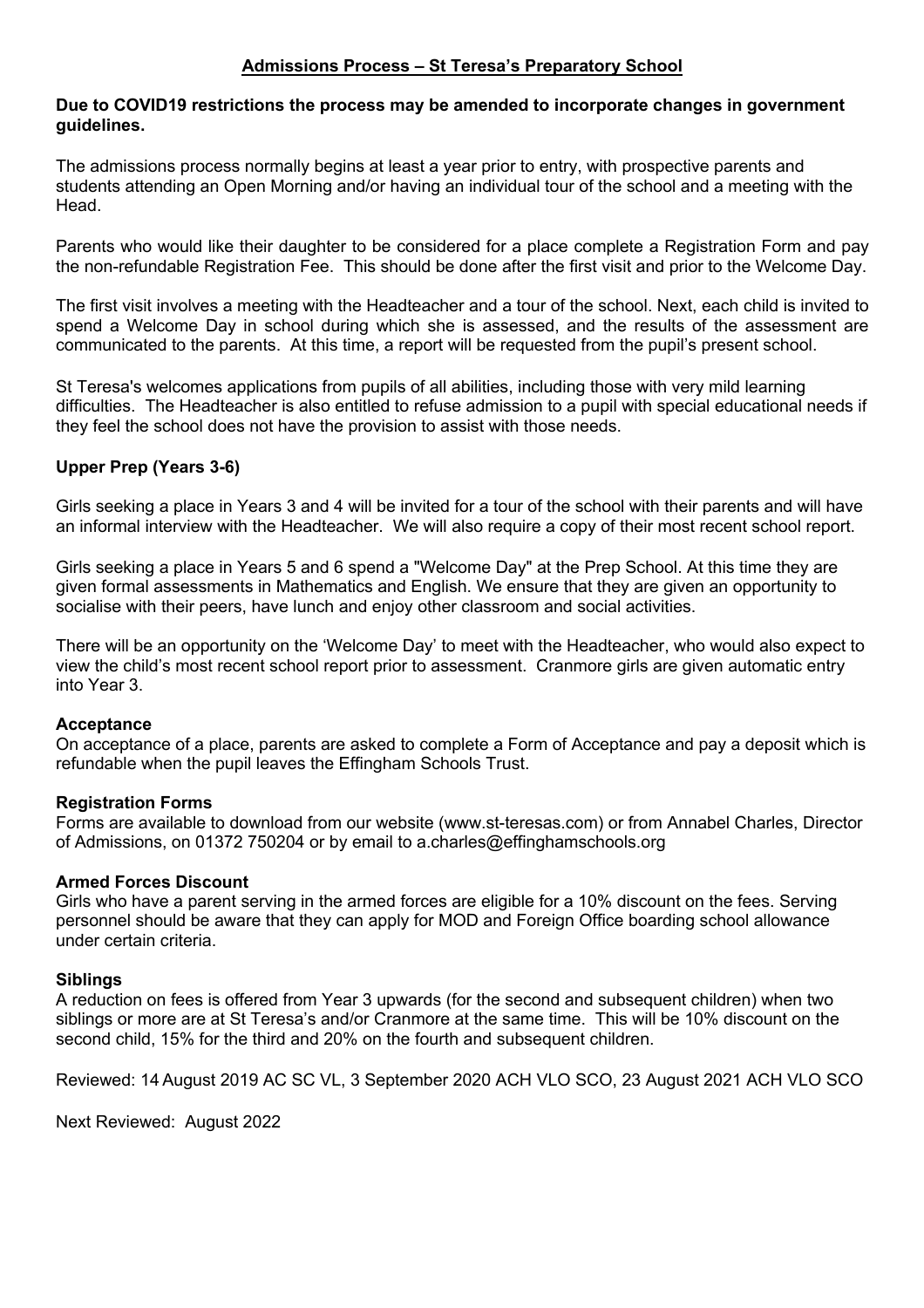## Admissions Process – St Teresa's Preparatory School

**Due to COVID19 restrictions the process may be amended to incorporate changes in government guidelines.**

The admissions process normally begins at least a year prior to entry, with prospective parents and students attending an Open Morning and/or having an individual tour of the school and a meeting with the Head.

Parents who would like their daughter to be considered for a place complete a Registration Form and pay the non-refundable Registration Fee. This should be done after the first visit and prior to the Welcome Day.

The first visit involves a meeting with the Headteacher and a tour of the school. Next, each child is invited to spend a Welcome Day in school during which she is assessed, and the results of the assessment are communicated to the parents. At this time, a report will be requested from the pupil's present school.

St Teresa's welcomes applications from pupils of all abilities, including those with very mild learning difficulties. The Headteacher is also entitled to refuse admission to a pupil with special educational needs if they feel the school does not have the provision to assist with those needs.

### Upper Prep (Years 3-6)

Girls seeking a place in Years 3 and 4 will be invited for a tour of the school with their parents and will have an informal interview with the Headteacher. We will also require a copy of their most recent school report.

Girls seeking a place in Years 5 and 6 spend a "Welcome Day" at the Prep School. At this time they are given formal assessments in Mathematics and English. We ensure that they are given an opportunity to socialise with their peers, have lunch and enjoy other classroom and social activities.

There will be an opportunity on the 'Welcome Day' to meet with the Headteacher, who would also expect to view the child's most recent school report prior to assessment. Cranmore girls are given automatic entry into Year 3.

### Acceptance

On acceptance of a place, parents are asked to complete a Form of Acceptance and pay a deposit which is refundable when the pupil leaves the Effingham Schools Trust.

### Registration Forms

Forms are available to download from our website (www.st-teresas.com) or from Annabel Charles, Director of Admissions, on 01372 750204 or by email to a.charles@effinghamschools.org

### Armed Forces Discount

Girls who have a parent serving in the armed forces are eligible for a 10% discount on the fees. Serving personnel should be aware that they can apply for MOD and Foreign Office boarding school allowance under certain criteria.

### Siblings

A reduction on fees is offered from Year 3 upwards (for the second and subsequent children) when two siblings or more are at St Teresa's and/or Cranmore at the same time. This will be 10% discount on the second child, 15% for the third and 20% on the fourth and subsequent children.

Reviewed: 14 August 2019 AC SC VL, 3 September 2020 ACH VLO SCO, 23 August 2021 ACH VLO SCO

Next Reviewed: August 2022